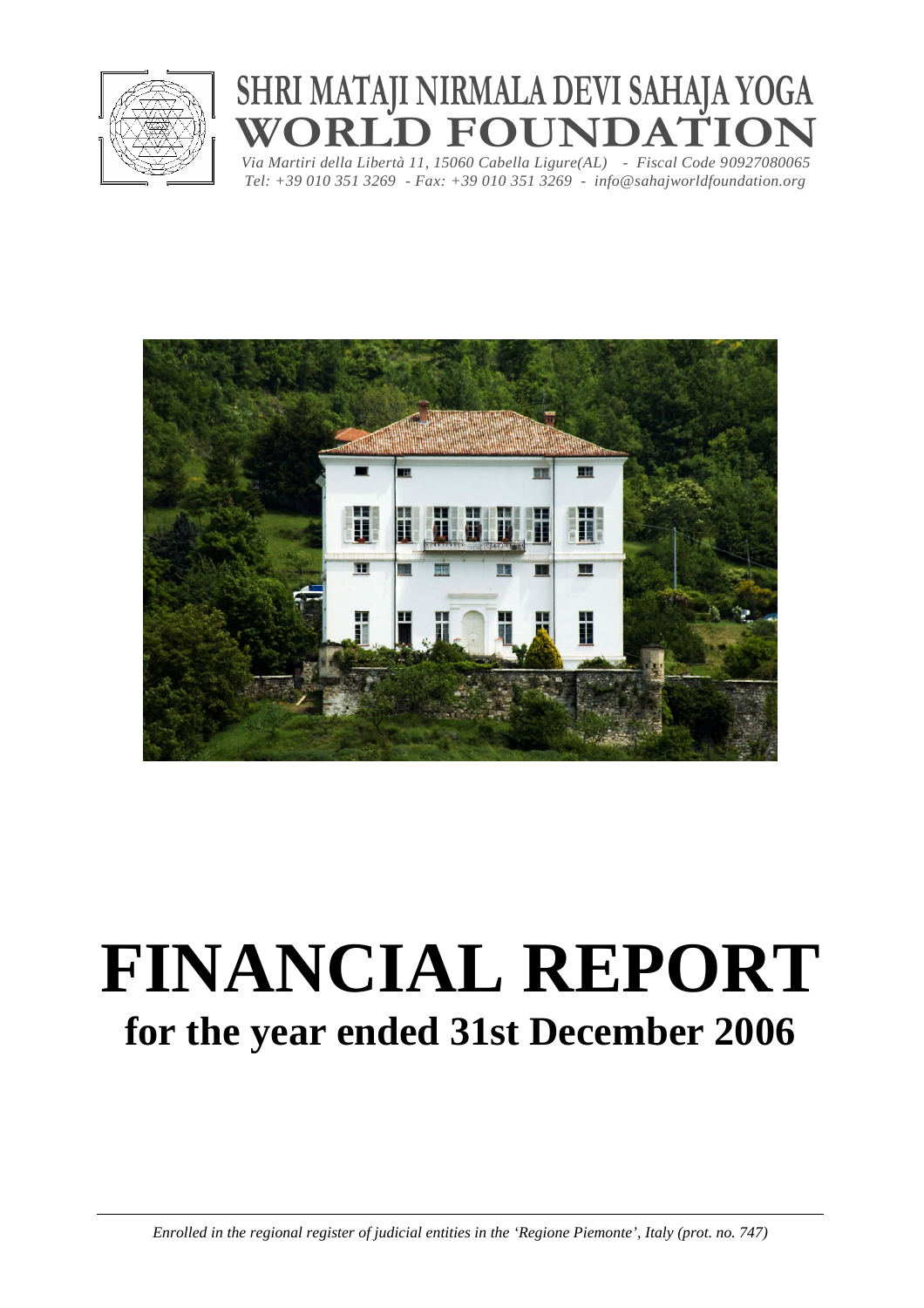# SHRI MATAJI NIRMALA DEVI SAHAJA YOGA WORLD FOUNDATION

*Via Martiri della Libertà 11, 15060 Cabella Ligure(AL) - Fiscal Code 90927080065*
*Tel: +39 010 351 3269 - Fax: +39 010 351 3269 - info@sahajworldfoundation.org*

# FINANCIAL REPORT

## for the year ended 31st December 2006

*Enrolled in the regional register of judicial entities in the 'Regione Piemonte', Italy (prot. no. 747)*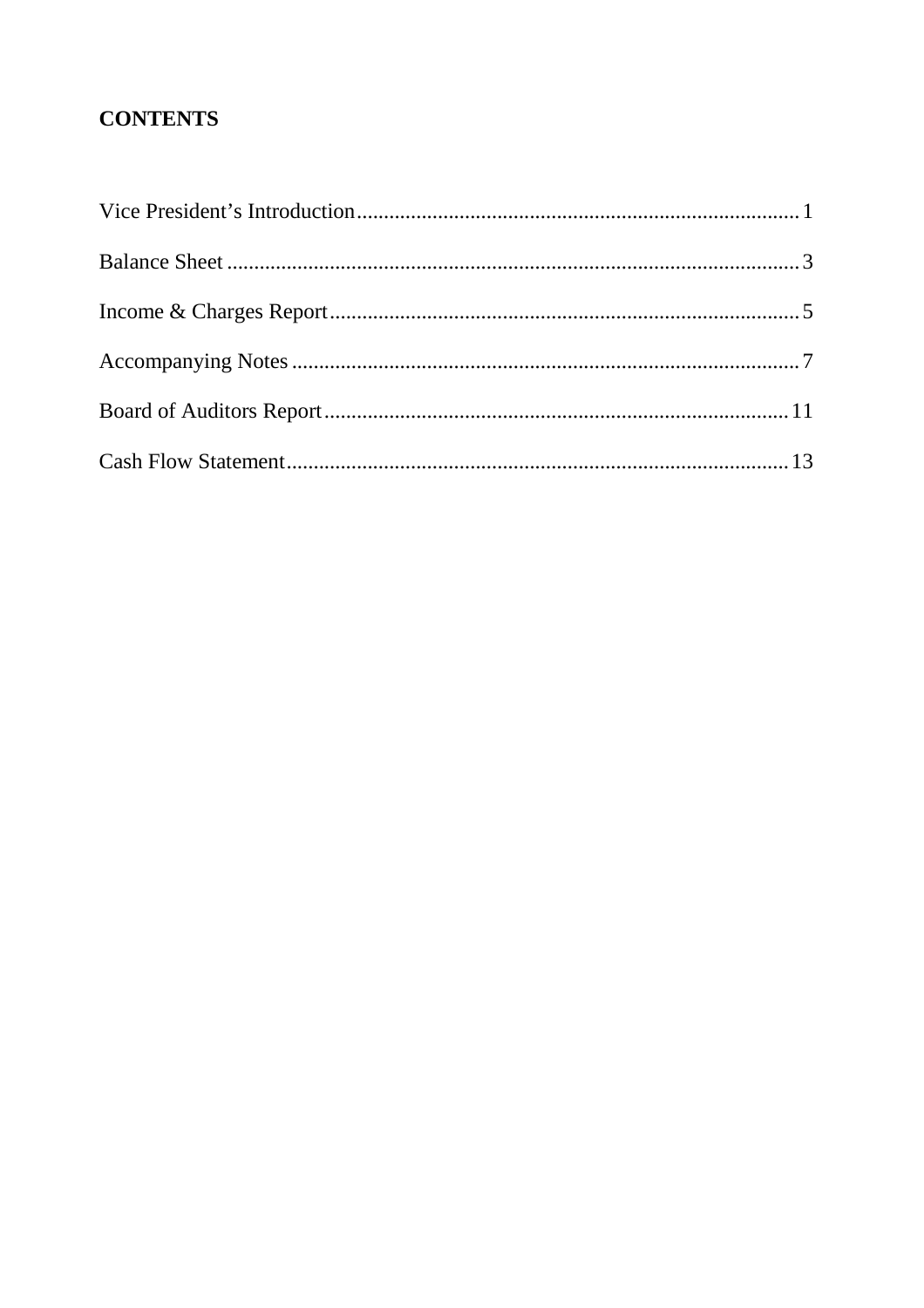## CONTENTS

| | |
|---|---|
| Vice President's Introduction | 1 |
| Balance Sheet | 3 |
| Income & Charges Report | 5 |
| Accompanying Notes | 7 |
| Board of Auditors Report | 11 |
| Cash Flow Statement | 13 |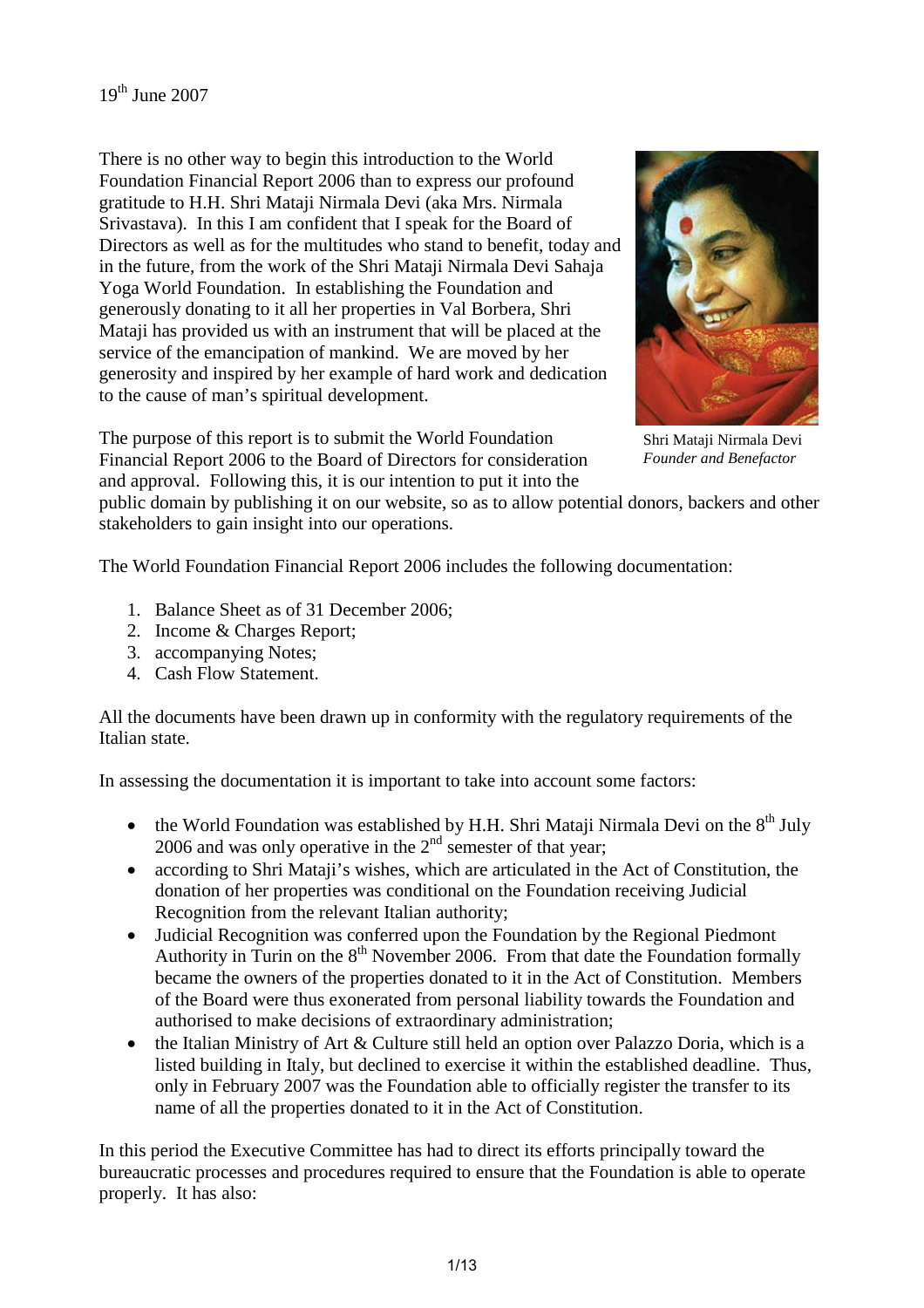19th June 2007

There is no other way to begin this introduction to the World Foundation Financial Report 2006 than to express our profound gratitude to H.H. Shri Mataji Nirmala Devi (aka Mrs. Nirmala Srivastava). In this I am confident that I speak for the Board of Directors as well as for the multitudes who stand to benefit, today and in the future, from the work of the Shri Mataji Nirmala Devi Sahaja Yoga World Foundation. In establishing the Foundation and generously donating to it all her properties in Val Borbera, Shri Mataji has provided us with an instrument that will be placed at the service of the emancipation of mankind. We are moved by her generosity and inspired by her example of hard work and dedication to the cause of man's spiritual development.

Shri Mataji Nirmala Devi
*Founder and Benefactor*

The purpose of this report is to submit the World Foundation Financial Report 2006 to the Board of Directors for consideration and approval. Following this, it is our intention to put it into the public domain by publishing it on our website, so as to allow potential donors, backers and other stakeholders to gain insight into our operations.

The World Foundation Financial Report 2006 includes the following documentation:

1. Balance Sheet as of 31 December 2006;
2. Income & Charges Report;
3. accompanying Notes;
4. Cash Flow Statement.

All the documents have been drawn up in conformity with the regulatory requirements of the Italian state.

In assessing the documentation it is important to take into account some factors:

- the World Foundation was established by H.H. Shri Mataji Nirmala Devi on the 8th July 2006 and was only operative in the 2nd semester of that year;
- according to Shri Mataji's wishes, which are articulated in the Act of Constitution, the donation of her properties was conditional on the Foundation receiving Judicial Recognition from the relevant Italian authority;
- Judicial Recognition was conferred upon the Foundation by the Regional Piedmont Authority in Turin on the 8th November 2006. From that date the Foundation formally became the owners of the properties donated to it in the Act of Constitution. Members of the Board were thus exonerated from personal liability towards the Foundation and authorised to make decisions of extraordinary administration;
- the Italian Ministry of Art & Culture still held an option over Palazzo Doria, which is a listed building in Italy, but declined to exercise it within the established deadline. Thus, only in February 2007 was the Foundation able to officially register the transfer to its name of all the properties donated to it in the Act of Constitution.

In this period the Executive Committee has had to direct its efforts principally toward the bureaucratic processes and procedures required to ensure that the Foundation is able to operate properly. It has also: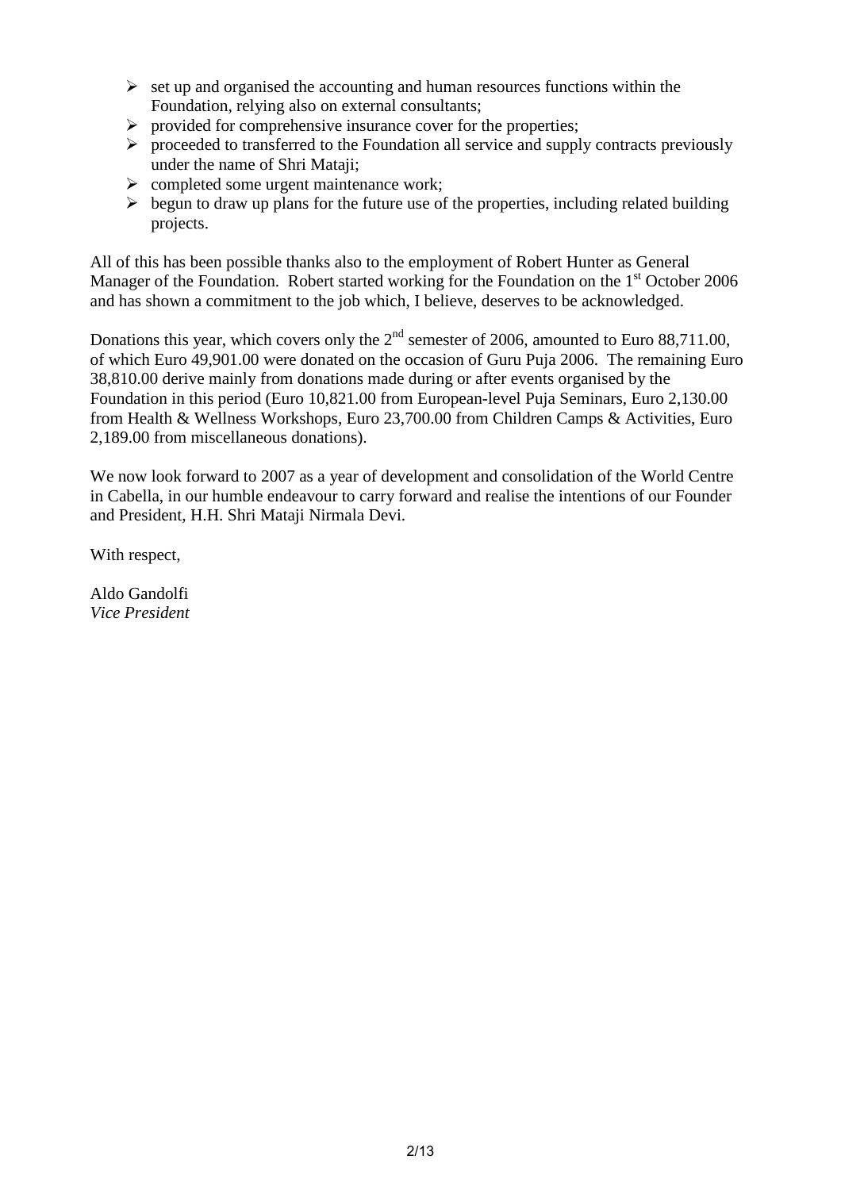- set up and organised the accounting and human resources functions within the Foundation, relying also on external consultants;
- provided for comprehensive insurance cover for the properties;
- proceeded to transferred to the Foundation all service and supply contracts previously under the name of Shri Mataji;
- completed some urgent maintenance work;
- begun to draw up plans for the future use of the properties, including related building projects.

All of this has been possible thanks also to the employment of Robert Hunter as General Manager of the Foundation. Robert started working for the Foundation on the 1st October 2006 and has shown a commitment to the job which, I believe, deserves to be acknowledged.

Donations this year, which covers only the 2nd semester of 2006, amounted to Euro 88,711.00, of which Euro 49,901.00 were donated on the occasion of Guru Puja 2006. The remaining Euro 38,810.00 derive mainly from donations made during or after events organised by the Foundation in this period (Euro 10,821.00 from European-level Puja Seminars, Euro 2,130.00 from Health & Wellness Workshops, Euro 23,700.00 from Children Camps & Activities, Euro 2,189.00 from miscellaneous donations).

We now look forward to 2007 as a year of development and consolidation of the World Centre in Cabella, in our humble endeavour to carry forward and realise the intentions of our Founder and President, H.H. Shri Mataji Nirmala Devi.

With respect,

Aldo Gandolfi
*Vice President*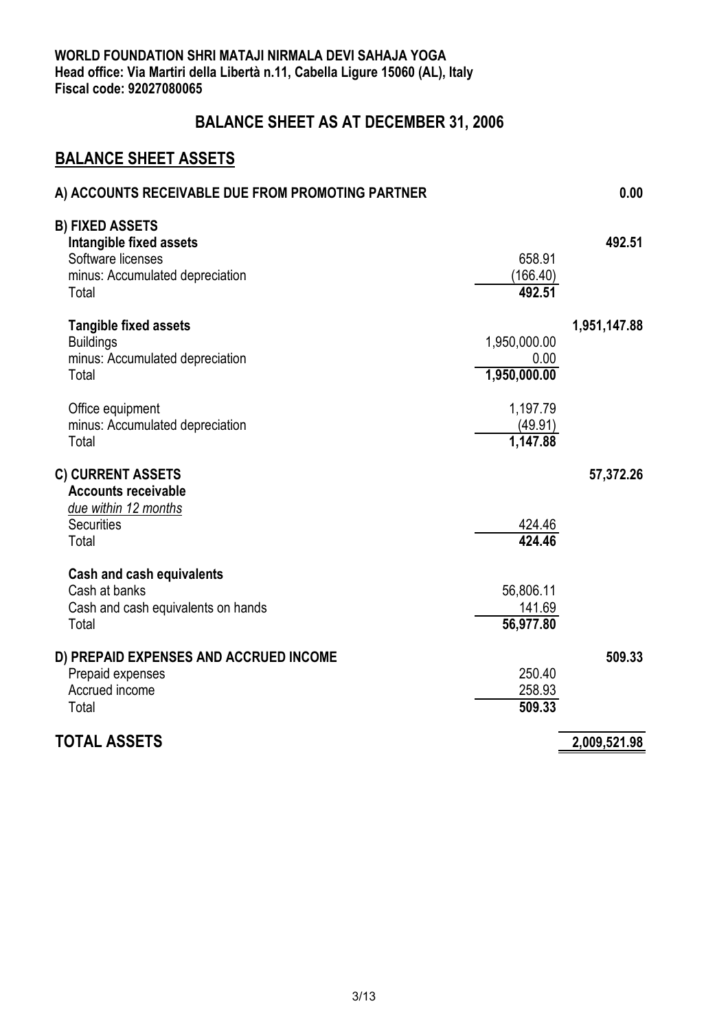**WORLD FOUNDATION SHRI MATAJI NIRMALA DEVI SAHAJA YOGA**
**Head office: Via Martiri della Libertà n.11, Cabella Ligure 15060 (AL), Italy**
**Fiscal code: 92027080065**

# BALANCE SHEET AS AT DECEMBER 31, 2006

## BALANCE SHEET ASSETS

| | | |
|---|---|---|
| **A) ACCOUNTS RECEIVABLE DUE FROM PROMOTING PARTNER** | | **0.00** |
| **B) FIXED ASSETS** | | |
| **Intangible fixed assets** | | **492.51** |
| Software licenses | 658.91 | |
| minus: Accumulated depreciation | (166.40) | |
| Total | **492.51** | |
| **Tangible fixed assets** | | **1,951,147.88** |
| Buildings | 1,950,000.00 | |
| minus: Accumulated depreciation | 0.00 | |
| Total | **1,950,000.00** | |
| Office equipment | 1,197.79 | |
| minus: Accumulated depreciation | (49.91) | |
| Total | **1,147.88** | |
| **C) CURRENT ASSETS** | | **57,372.26** |
| **Accounts receivable** | | |
| *due within 12 months* | | |
| Securities | 424.46 | |
| Total | **424.46** | |
| **Cash and cash equivalents** | | |
| Cash at banks | 56,806.11 | |
| Cash and cash equivalents on hands | 141.69 | |
| Total | **56,977.80** | |
| **D) PREPAID EXPENSES AND ACCRUED INCOME** | | **509.33** |
| Prepaid expenses | 250.40 | |
| Accrued income | 258.93 | |
| Total | **509.33** | |
| **TOTAL ASSETS** | | **2,009,521.98** |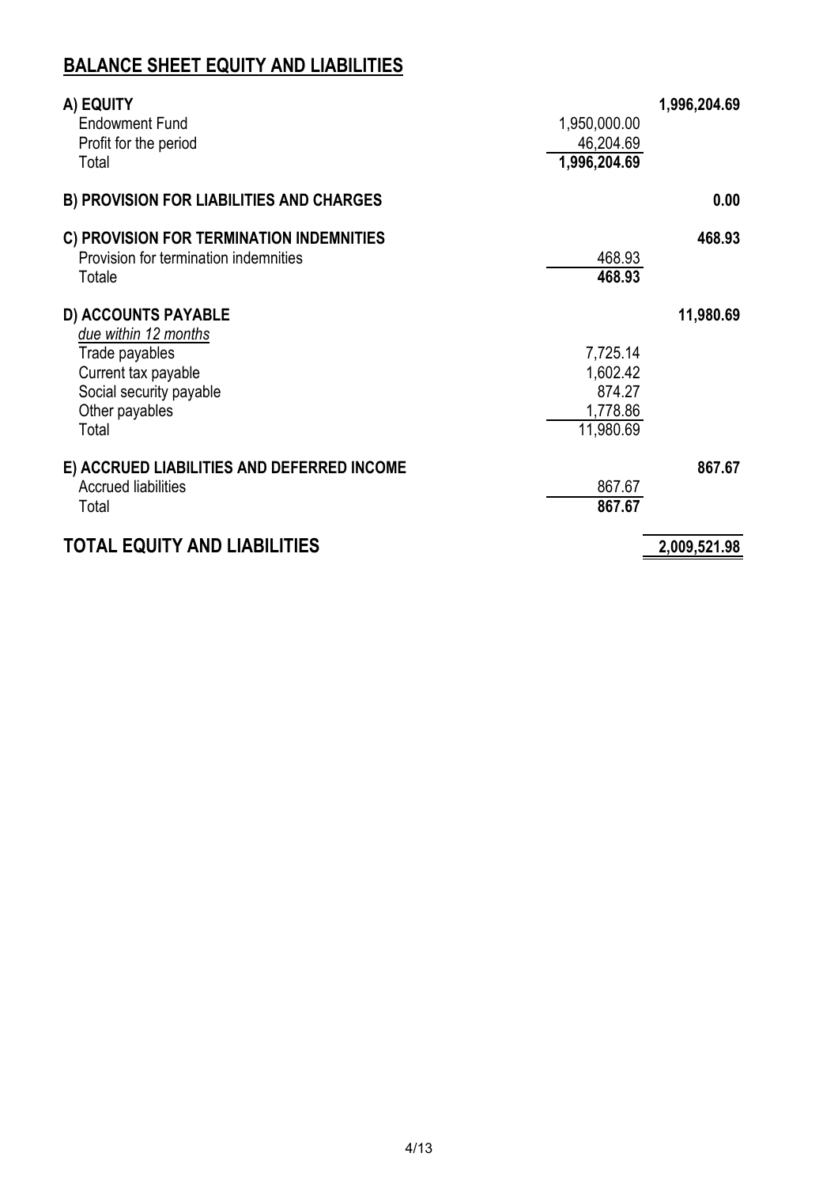## BALANCE SHEET EQUITY AND LIABILITIES

| | | |
|---|---|---|
| **A) EQUITY** | | **1,996,204.69** |
| Endowment Fund | 1,950,000.00 | |
| Profit for the period | 46,204.69 | |
| Total | **1,996,204.69** | |
| **B) PROVISION FOR LIABILITIES AND CHARGES** | | **0.00** |
| **C) PROVISION FOR TERMINATION INDEMNITIES** | | **468.93** |
| Provision for termination indemnities | 468.93 | |
| Totale | **468.93** | |
| **D) ACCOUNTS PAYABLE** | | **11,980.69** |
| *due within 12 months* | | |
| Trade payables | 7,725.14 | |
| Current tax payable | 1,602.42 | |
| Social security payable | 874.27 | |
| Other payables | 1,778.86 | |
| Total | 11,980.69 | |
| **E) ACCRUED LIABILITIES AND DEFERRED INCOME** | | **867.67** |
| Accrued liabilities | 867.67 | |
| Total | **867.67** | |
| **TOTAL EQUITY AND LIABILITIES** | | **2,009,521.98** |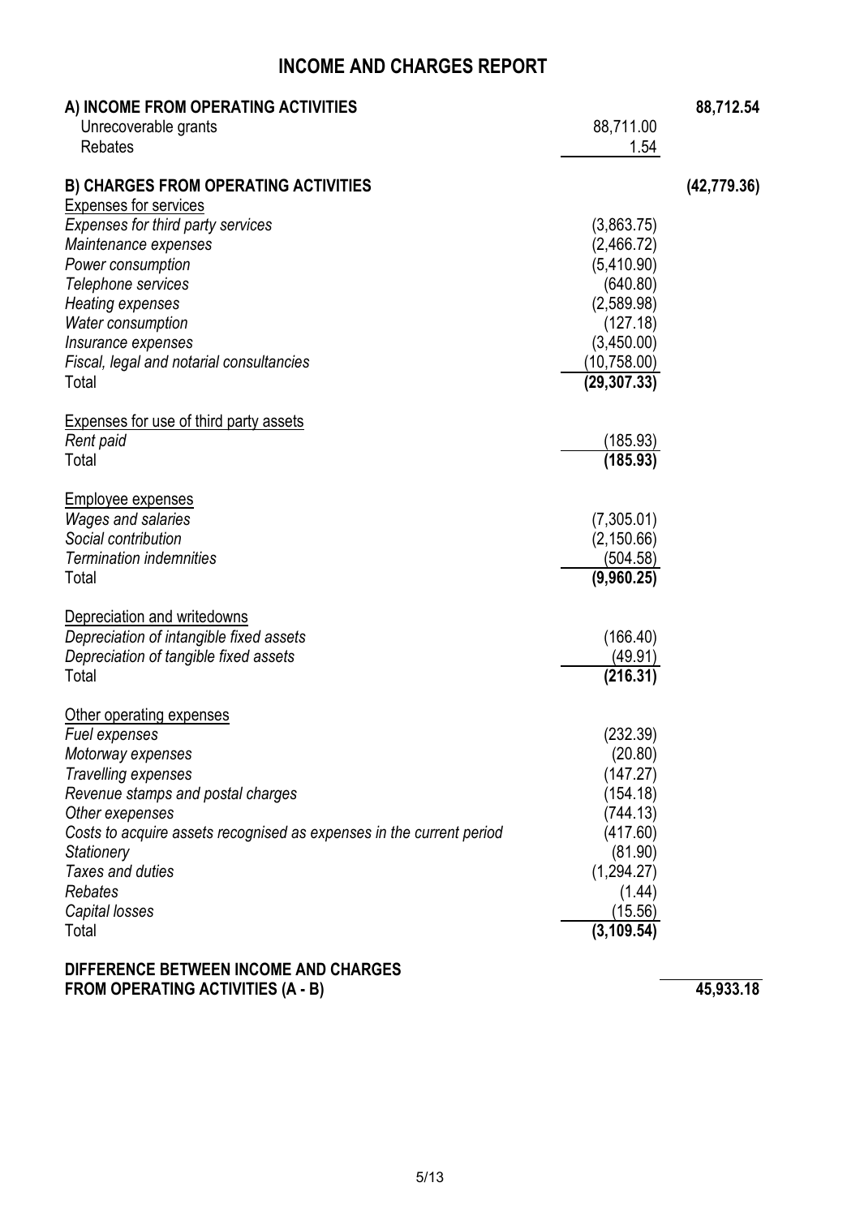# INCOME AND CHARGES REPORT

| | | |
|---|---|---|
| **A) INCOME FROM OPERATING ACTIVITIES** | | **88,712.54** |
| Unrecoverable grants | 88,711.00 | |
| Rebates | 1.54 | |
| | | |
| **B) CHARGES FROM OPERATING ACTIVITIES** | | **(42,779.36)** |
| Expenses for services | | |
| *Expenses for third party services* | (3,863.75) | |
| *Maintenance expenses* | (2,466.72) | |
| *Power consumption* | (5,410.90) | |
| *Telephone services* | (640.80) | |
| *Heating expenses* | (2,589.98) | |
| *Water consumption* | (127.18) | |
| *Insurance expenses* | (3,450.00) | |
| *Fiscal, legal and notarial consultancies* | (10,758.00) | |
| Total | **(29,307.33)** | |
| | | |
| Expenses for use of third party assets | | |
| *Rent paid* | (185.93) | |
| Total | **(185.93)** | |
| | | |
| Employee expenses | | |
| *Wages and salaries* | (7,305.01) | |
| *Social contribution* | (2,150.66) | |
| *Termination indemnities* | (504.58) | |
| Total | **(9,960.25)** | |
| | | |
| Depreciation and writedowns | | |
| *Depreciation of intangible fixed assets* | (166.40) | |
| *Depreciation of tangible fixed assets* | (49.91) | |
| Total | **(216.31)** | |
| | | |
| Other operating expenses | | |
| *Fuel expenses* | (232.39) | |
| *Motorway expenses* | (20.80) | |
| *Travelling expenses* | (147.27) | |
| *Revenue stamps and postal charges* | (154.18) | |
| *Other exepenses* | (744.13) | |
| *Costs to acquire assets recognised as expenses in the current period* | (417.60) | |
| *Stationery* | (81.90) | |
| *Taxes and duties* | (1,294.27) | |
| *Rebates* | (1.44) | |
| *Capital losses* | (15.56) | |
| Total | **(3,109.54)** | |
| | | |
| **DIFFERENCE BETWEEN INCOME AND CHARGES FROM OPERATING ACTIVITIES (A - B)** | | **45,933.18** |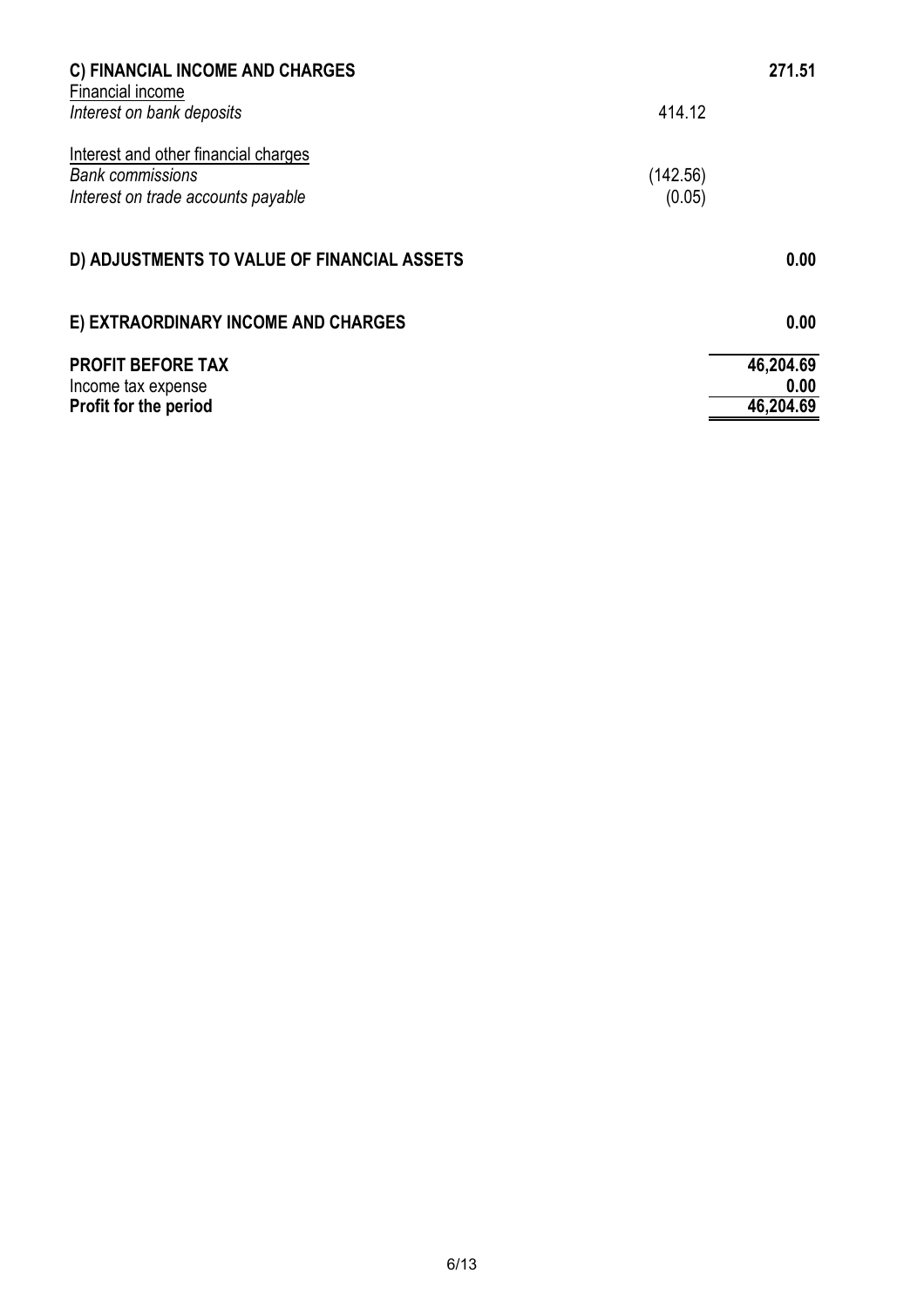| | | |
|---|---|---|
| **C) FINANCIAL INCOME AND CHARGES** | | **271.51** |
| Financial income | | |
| *Interest on bank deposits* | 414.12 | |
| Interest and other financial charges | | |
| *Bank commissions* | (142.56) | |
| *Interest on trade accounts payable* | (0.05) | |
| **D) ADJUSTMENTS TO VALUE OF FINANCIAL ASSETS** | | **0.00** |
| **E) EXTRAORDINARY INCOME AND CHARGES** | | **0.00** |
| **PROFIT BEFORE TAX** | | **46,204.69** |
| Income tax expense | | **0.00** |
| **Profit for the period** | | **46,204.69** |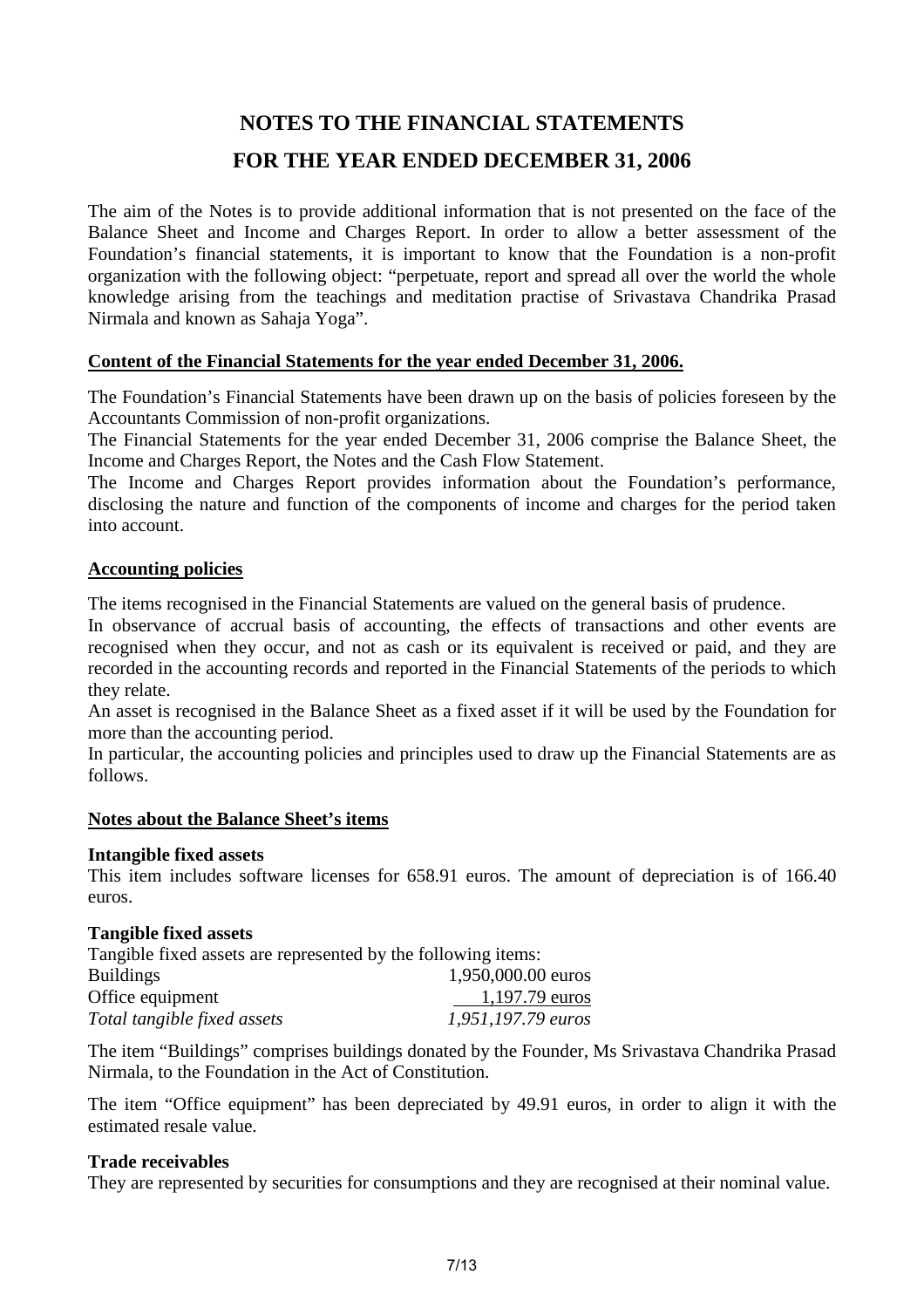# NOTES TO THE FINANCIAL STATEMENTS

# FOR THE YEAR ENDED DECEMBER 31, 2006

The aim of the Notes is to provide additional information that is not presented on the face of the Balance Sheet and Income and Charges Report. In order to allow a better assessment of the Foundation's financial statements, it is important to know that the Foundation is a non-profit organization with the following object: "perpetuate, report and spread all over the world the whole knowledge arising from the teachings and meditation practise of Srivastava Chandrika Prasad Nirmala and known as Sahaja Yoga".

## Content of the Financial Statements for the year ended December 31, 2006.

The Foundation's Financial Statements have been drawn up on the basis of policies foreseen by the Accountants Commission of non-profit organizations.

The Financial Statements for the year ended December 31, 2006 comprise the Balance Sheet, the Income and Charges Report, the Notes and the Cash Flow Statement.

The Income and Charges Report provides information about the Foundation's performance, disclosing the nature and function of the components of income and charges for the period taken into account.

## Accounting policies

The items recognised in the Financial Statements are valued on the general basis of prudence.

In observance of accrual basis of accounting, the effects of transactions and other events are recognised when they occur, and not as cash or its equivalent is received or paid, and they are recorded in the accounting records and reported in the Financial Statements of the periods to which they relate.

An asset is recognised in the Balance Sheet as a fixed asset if it will be used by the Foundation for more than the accounting period.

In particular, the accounting policies and principles used to draw up the Financial Statements are as follows.

## Notes about the Balance Sheet's items

### Intangible fixed assets

This item includes software licenses for 658.91 euros. The amount of depreciation is of 166.40 euros.

### Tangible fixed assets

Tangible fixed assets are represented by the following items:

| | |
|---|---|
| Buildings | 1,950,000.00 euros |
| Office equipment | 1,197.79 euros |
| *Total tangible fixed assets* | *1,951,197.79 euros* |

The item "Buildings" comprises buildings donated by the Founder, Ms Srivastava Chandrika Prasad Nirmala, to the Foundation in the Act of Constitution.

The item "Office equipment" has been depreciated by 49.91 euros, in order to align it with the estimated resale value.

### Trade receivables

They are represented by securities for consumptions and they are recognised at their nominal value.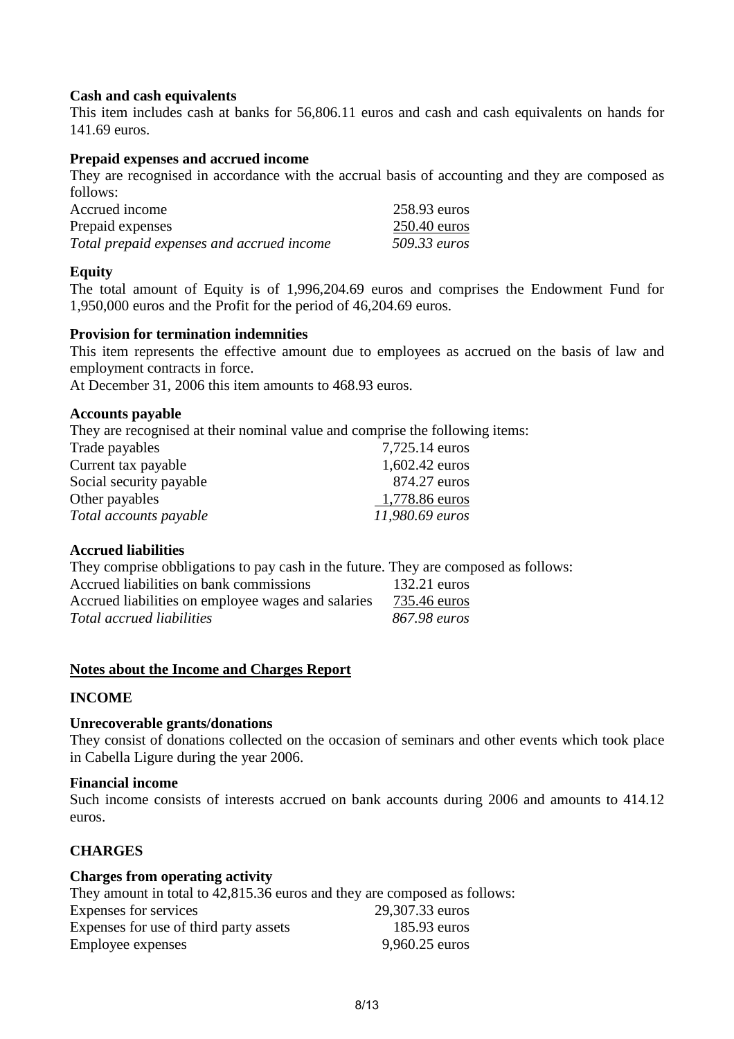**Cash and cash equivalents**

This item includes cash at banks for 56,806.11 euros and cash and cash equivalents on hands for 141.69 euros.

**Prepaid expenses and accrued income**

They are recognised in accordance with the accrual basis of accounting and they are composed as follows:

| | |
|---|---|
| Accrued income | 258.93 euros |
| Prepaid expenses | 250.40 euros |
| *Total prepaid expenses and accrued income* | *509.33 euros* |

**Equity**

The total amount of Equity is of 1,996,204.69 euros and comprises the Endowment Fund for 1,950,000 euros and the Profit for the period of 46,204.69 euros.

**Provision for termination indemnities**

This item represents the effective amount due to employees as accrued on the basis of law and employment contracts in force.

At December 31, 2006 this item amounts to 468.93 euros.

**Accounts payable**

They are recognised at their nominal value and comprise the following items:

| | |
|---|---|
| Trade payables | 7,725.14 euros |
| Current tax payable | 1,602.42 euros |
| Social security payable | 874.27 euros |
| Other payables | 1,778.86 euros |
| *Total accounts payable* | *11,980.69 euros* |

**Accrued liabilities**

They comprise obbligations to pay cash in the future. They are composed as follows:

| | |
|---|---|
| Accrued liabilities on bank commissions | 132.21 euros |
| Accrued liabilities on employee wages and salaries | 735.46 euros |
| *Total accrued liabilities* | *867.98 euros* |

## Notes about the Income and Charges Report

### INCOME

**Unrecoverable grants/donations**

They consist of donations collected on the occasion of seminars and other events which took place in Cabella Ligure during the year 2006.

**Financial income**

Such income consists of interests accrued on bank accounts during 2006 and amounts to 414.12 euros.

### CHARGES

**Charges from operating activity**

They amount in total to 42,815.36 euros and they are composed as follows:

| | |
|---|---|
| Expenses for services | 29,307.33 euros |
| Expenses for use of third party assets | 185.93 euros |
| Employee expenses | 9,960.25 euros |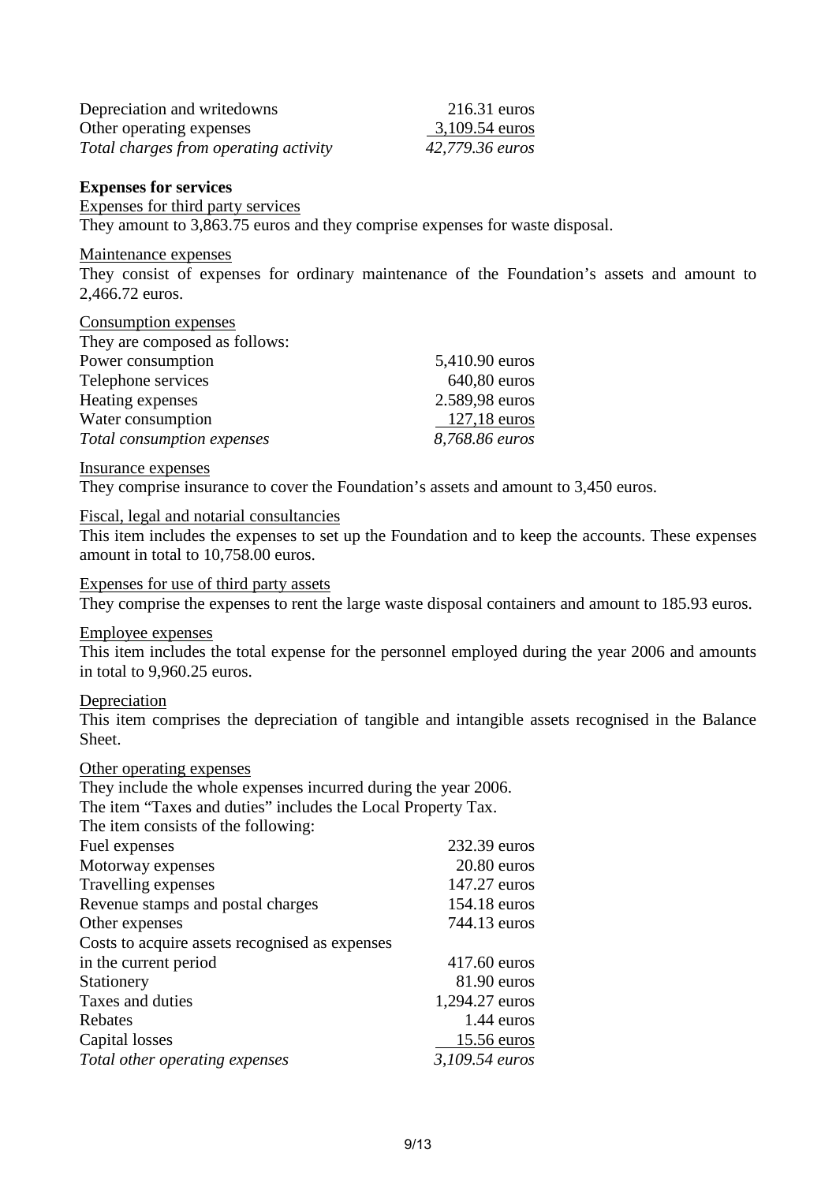| | |
|---|---|
| Depreciation and writedowns | 216.31 euros |
| Other operating expenses | 3,109.54 euros |
| *Total charges from operating activity* | *42,779.36 euros* |

**Expenses for services**

Expenses for third party services

They amount to 3,863.75 euros and they comprise expenses for waste disposal.

Maintenance expenses

They consist of expenses for ordinary maintenance of the Foundation's assets and amount to 2,466.72 euros.

Consumption expenses

They are composed as follows:

| | |
|---|---|
| Power consumption | 5,410.90 euros |
| Telephone services | 640,80 euros |
| Heating expenses | 2.589,98 euros |
| Water consumption | 127,18 euros |
| *Total consumption expenses* | *8,768.86 euros* |

Insurance expenses

They comprise insurance to cover the Foundation's assets and amount to 3,450 euros.

Fiscal, legal and notarial consultancies

This item includes the expenses to set up the Foundation and to keep the accounts. These expenses amount in total to 10,758.00 euros.

Expenses for use of third party assets

They comprise the expenses to rent the large waste disposal containers and amount to 185.93 euros.

Employee expenses

This item includes the total expense for the personnel employed during the year 2006 and amounts in total to 9,960.25 euros.

Depreciation

This item comprises the depreciation of tangible and intangible assets recognised in the Balance Sheet.

Other operating expenses

They include the whole expenses incurred during the year 2006.

The item "Taxes and duties" includes the Local Property Tax.

The item consists of the following:

| | |
|---|---|
| Fuel expenses | 232.39 euros |
| Motorway expenses | 20.80 euros |
| Travelling expenses | 147.27 euros |
| Revenue stamps and postal charges | 154.18 euros |
| Other expenses | 744.13 euros |
| Costs to acquire assets recognised as expenses in the current period | 417.60 euros |
| Stationery | 81.90 euros |
| Taxes and duties | 1,294.27 euros |
| Rebates | 1.44 euros |
| Capital losses | 15.56 euros |
| *Total other operating expenses* | *3,109.54 euros* |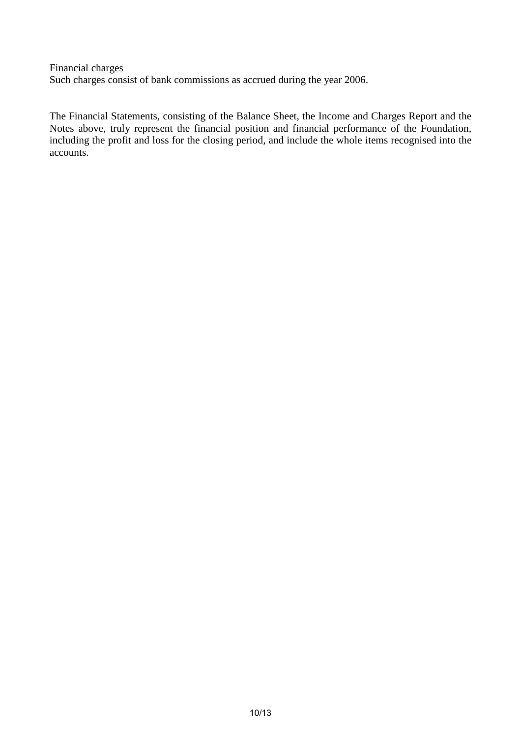<u>Financial charges</u>
Such charges consist of bank commissions as accrued during the year 2006.

The Financial Statements, consisting of the Balance Sheet, the Income and Charges Report and the Notes above, truly represent the financial position and financial performance of the Foundation, including the profit and loss for the closing period, and include the whole items recognised into the accounts.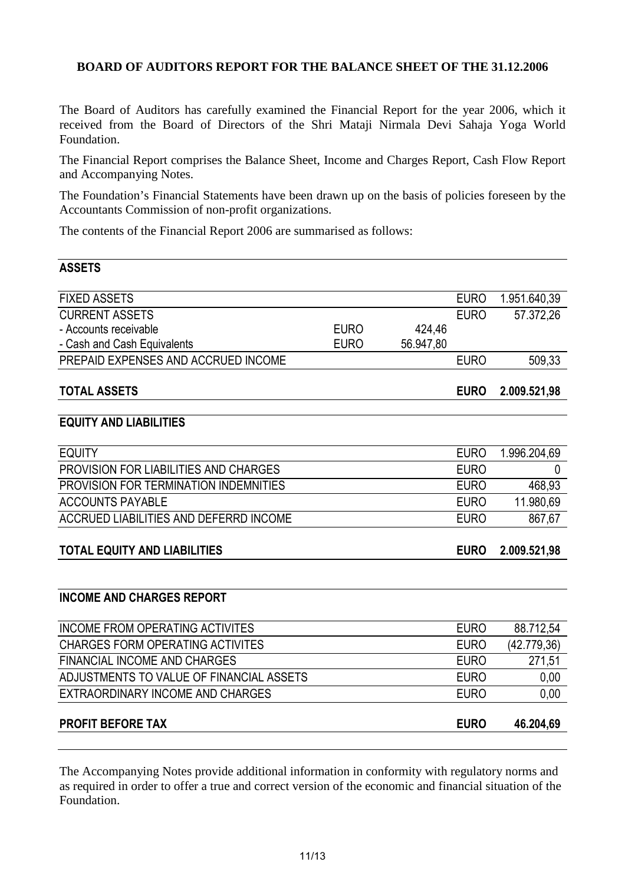**BOARD OF AUDITORS REPORT FOR THE BALANCE SHEET OF THE 31.12.2006**

The Board of Auditors has carefully examined the Financial Report for the year 2006, which it received from the Board of Directors of the Shri Mataji Nirmala Devi Sahaja Yoga World Foundation.

The Financial Report comprises the Balance Sheet, Income and Charges Report, Cash Flow Report and Accompanying Notes.

The Foundation's Financial Statements have been drawn up on the basis of policies foreseen by the Accountants Commission of non-profit organizations.

The contents of the Financial Report 2006 are summarised as follows:

| **ASSETS** | | | | |
|---|---|---|---|---|
| FIXED ASSETS | | | EURO | 1.951.640,39 |
| CURRENT ASSETS | | | EURO | 57.372,26 |
| - Accounts receivable | EURO | 424,46 | | |
| - Cash and Cash Equivalents | EURO | 56.947,80 | | |
| PREPAID EXPENSES AND ACCRUED INCOME | | | EURO | 509,33 |
| **TOTAL ASSETS** | | | **EURO** | **2.009.521,98** |
| **EQUITY AND LIABILITIES** | | | | |
| EQUITY | | | EURO | 1.996.204,69 |
| PROVISION FOR LIABILITIES AND CHARGES | | | EURO | 0 |
| PROVISION FOR TERMINATION INDEMNITIES | | | EURO | 468,93 |
| ACCOUNTS PAYABLE | | | EURO | 11.980,69 |
| ACCRUED LIABILITIES AND DEFERRD INCOME | | | EURO | 867,67 |
| **TOTAL EQUITY AND LIABILITIES** | | | **EURO** | **2.009.521,98** |

| **INCOME AND CHARGES REPORT** | | |
|---|---|---|
| INCOME FROM OPERATING ACTIVITES | EURO | 88.712,54 |
| CHARGES FORM OPERATING ACTIVITES | EURO | (42.779,36) |
| FINANCIAL INCOME AND CHARGES | EURO | 271,51 |
| ADJUSTMENTS TO VALUE OF FINANCIAL ASSETS | EURO | 0,00 |
| EXTRAORDINARY INCOME AND CHARGES | EURO | 0,00 |
| **PROFIT BEFORE TAX** | **EURO** | **46.204,69** |

The Accompanying Notes provide additional information in conformity with regulatory norms and as required in order to offer a true and correct version of the economic and financial situation of the Foundation.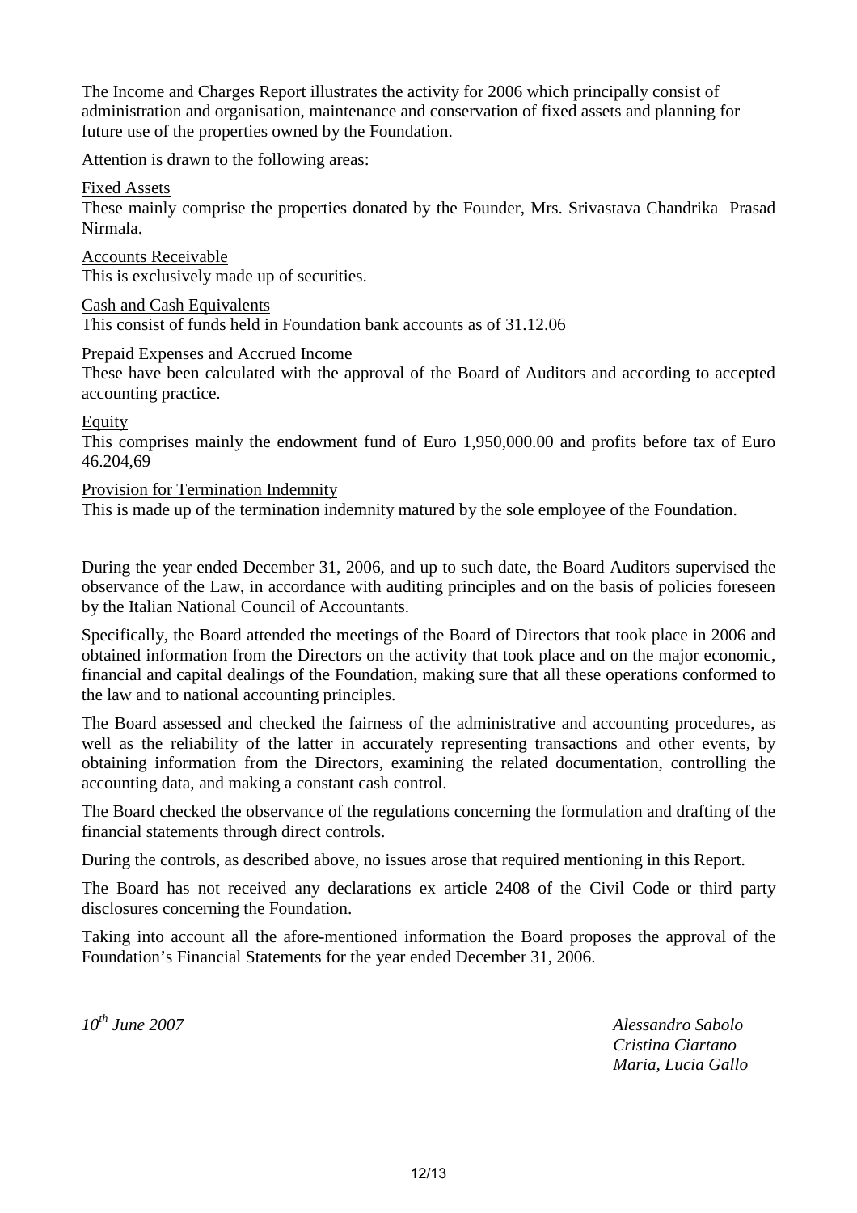The Income and Charges Report illustrates the activity for 2006 which principally consist of administration and organisation, maintenance and conservation of fixed assets and planning for future use of the properties owned by the Foundation.

Attention is drawn to the following areas:

Fixed Assets
These mainly comprise the properties donated by the Founder, Mrs. Srivastava Chandrika Prasad Nirmala.

Accounts Receivable
This is exclusively made up of securities.

Cash and Cash Equivalents
This consist of funds held in Foundation bank accounts as of 31.12.06

Prepaid Expenses and Accrued Income
These have been calculated with the approval of the Board of Auditors and according to accepted accounting practice.

Equity
This comprises mainly the endowment fund of Euro 1,950,000.00 and profits before tax of Euro 46.204,69

Provision for Termination Indemnity
This is made up of the termination indemnity matured by the sole employee of the Foundation.

During the year ended December 31, 2006, and up to such date, the Board Auditors supervised the observance of the Law, in accordance with auditing principles and on the basis of policies foreseen by the Italian National Council of Accountants.

Specifically, the Board attended the meetings of the Board of Directors that took place in 2006 and obtained information from the Directors on the activity that took place and on the major economic, financial and capital dealings of the Foundation, making sure that all these operations conformed to the law and to national accounting principles.

The Board assessed and checked the fairness of the administrative and accounting procedures, as well as the reliability of the latter in accurately representing transactions and other events, by obtaining information from the Directors, examining the related documentation, controlling the accounting data, and making a constant cash control.

The Board checked the observance of the regulations concerning the formulation and drafting of the financial statements through direct controls.

During the controls, as described above, no issues arose that required mentioning in this Report.

The Board has not received any declarations ex article 2408 of the Civil Code or third party disclosures concerning the Foundation.

Taking into account all the afore-mentioned information the Board proposes the approval of the Foundation's Financial Statements for the year ended December 31, 2006.

*10th June 2007*

*Alessandro Sabolo*
*Cristina Ciartano*
*Maria, Lucia Gallo*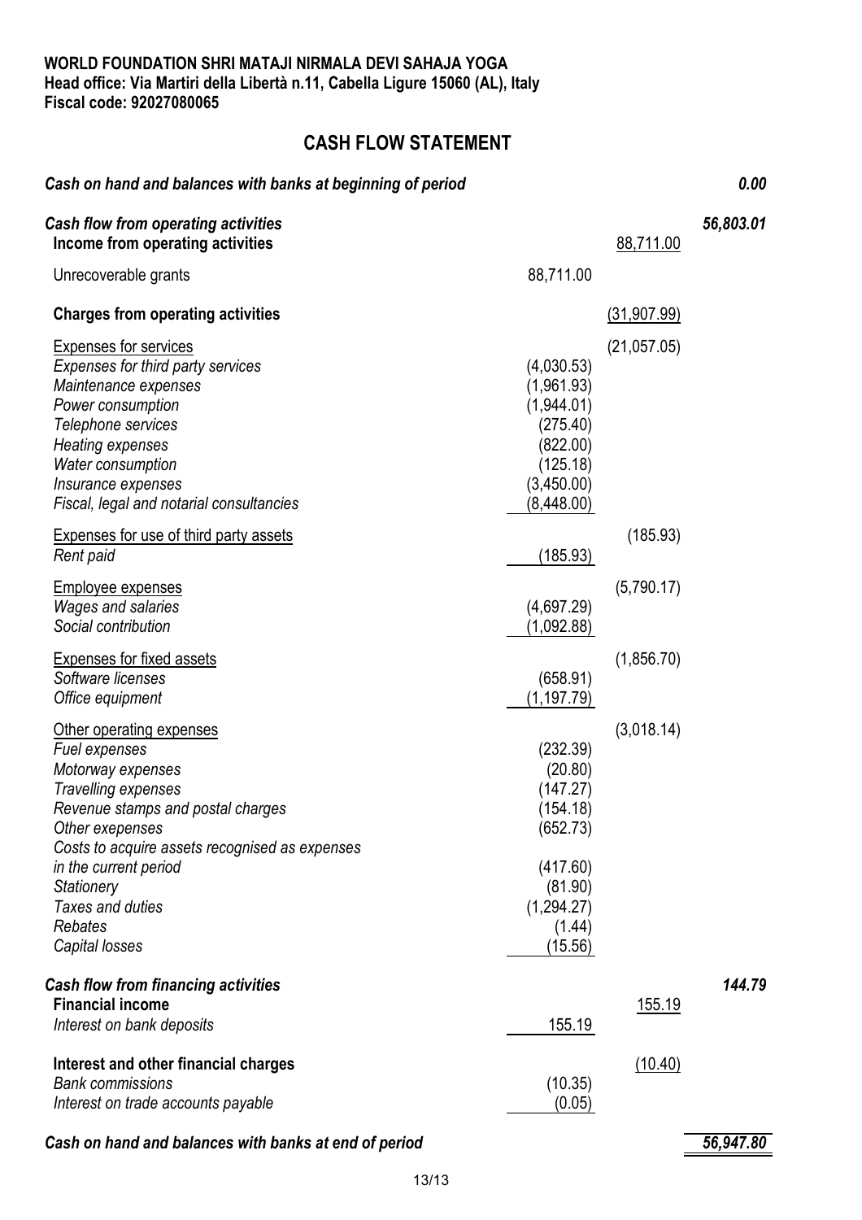**WORLD FOUNDATION SHRI MATAJI NIRMALA DEVI SAHAJA YOGA**
**Head office: Via Martiri della Libertà n.11, Cabella Ligure 15060 (AL), Italy**
**Fiscal code: 92027080065**

## CASH FLOW STATEMENT

| | | | |
|---|---|---|---|
| ***Cash on hand and balances with banks at beginning of period*** | | | ***0.00*** |
| ***Cash flow from operating activities*** | | | ***56,803.01*** |
| **Income from operating activities** | | 88,711.00 | |
| Unrecoverable grants | 88,711.00 | | |
| **Charges from operating activities** | | (31,907.99) | |
| Expenses for services | | (21,057.05) | |
| *Expenses for third party services* | (4,030.53) | | |
| *Maintenance expenses* | (1,961.93) | | |
| *Power consumption* | (1,944.01) | | |
| *Telephone services* | (275.40) | | |
| *Heating expenses* | (822.00) | | |
| *Water consumption* | (125.18) | | |
| *Insurance expenses* | (3,450.00) | | |
| *Fiscal, legal and notarial consultancies* | (8,448.00) | | |
| Expenses for use of third party assets | | (185.93) | |
| *Rent paid* | (185.93) | | |
| Employee expenses | | (5,790.17) | |
| *Wages and salaries* | (4,697.29) | | |
| *Social contribution* | (1,092.88) | | |
| Expenses for fixed assets | | (1,856.70) | |
| *Software licenses* | (658.91) | | |
| *Office equipment* | (1,197.79) | | |
| Other operating expenses | | (3,018.14) | |
| *Fuel expenses* | (232.39) | | |
| *Motorway expenses* | (20.80) | | |
| *Travelling expenses* | (147.27) | | |
| *Revenue stamps and postal charges* | (154.18) | | |
| *Other exepenses* | (652.73) | | |
| *Costs to acquire assets recognised as expenses in the current period* | (417.60) | | |
| *Stationery* | (81.90) | | |
| *Taxes and duties* | (1,294.27) | | |
| *Rebates* | (1.44) | | |
| *Capital losses* | (15.56) | | |
| ***Cash flow from financing activities*** | | | ***144.79*** |
| **Financial income** | | 155.19 | |
| *Interest on bank deposits* | 155.19 | | |
| **Interest and other financial charges** | | (10.40) | |
| *Bank commissions* | (10.35) | | |
| *Interest on trade accounts payable* | (0.05) | | |
| ***Cash on hand and balances with banks at end of period*** | | | ***56,947.80*** |